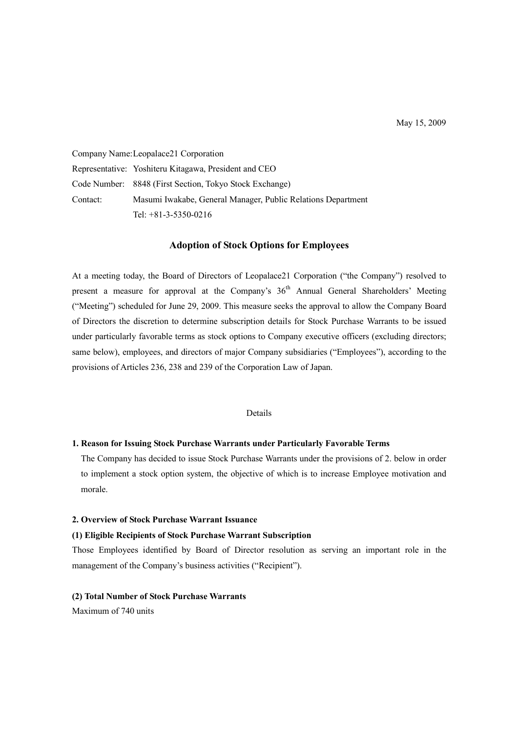May 15, 2009

Company Name: Leopalace21 Corporation
Representative: Yoshiteru Kitagawa, President and CEO
Code Number: 8848 (First Section, Tokyo Stock Exchange)
Contact: Masumi Iwakabe, General Manager, Public Relations Department
Tel: +81-3-5350-0216

# Adoption of Stock Options for Employees

At a meeting today, the Board of Directors of Leopalace21 Corporation ("the Company") resolved to present a measure for approval at the Company's 36th Annual General Shareholders' Meeting ("Meeting") scheduled for June 29, 2009. This measure seeks the approval to allow the Company Board of Directors the discretion to determine subscription details for Stock Purchase Warrants to be issued under particularly favorable terms as stock options to Company executive officers (excluding directors; same below), employees, and directors of major Company subsidiaries ("Employees"), according to the provisions of Articles 236, 238 and 239 of the Corporation Law of Japan.

Details

### 1. Reason for Issuing Stock Purchase Warrants under Particularly Favorable Terms

The Company has decided to issue Stock Purchase Warrants under the provisions of 2. below in order to implement a stock option system, the objective of which is to increase Employee motivation and morale.

### 2. Overview of Stock Purchase Warrant Issuance

#### (1) Eligible Recipients of Stock Purchase Warrant Subscription

Those Employees identified by Board of Director resolution as serving an important role in the management of the Company's business activities ("Recipient").

#### (2) Total Number of Stock Purchase Warrants

Maximum of 740 units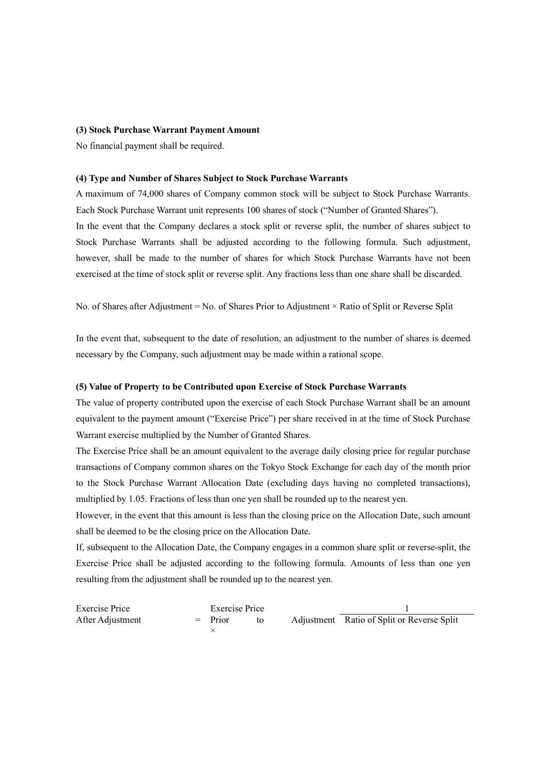**(3) Stock Purchase Warrant Payment Amount**

No financial payment shall be required.

**(4) Type and Number of Shares Subject to Stock Purchase Warrants**

A maximum of 74,000 shares of Company common stock will be subject to Stock Purchase Warrants. Each Stock Purchase Warrant unit represents 100 shares of stock ("Number of Granted Shares").

In the event that the Company declares a stock split or reverse split, the number of shares subject to Stock Purchase Warrants shall be adjusted according to the following formula. Such adjustment, however, shall be made to the number of shares for which Stock Purchase Warrants have not been exercised at the time of stock split or reverse split. Any fractions less than one share shall be discarded.

No. of Shares after Adjustment = No. of Shares Prior to Adjustment × Ratio of Split or Reverse Split

In the event that, subsequent to the date of resolution, an adjustment to the number of shares is deemed necessary by the Company, such adjustment may be made within a rational scope.

**(5) Value of Property to be Contributed upon Exercise of Stock Purchase Warrants**

The value of property contributed upon the exercise of each Stock Purchase Warrant shall be an amount equivalent to the payment amount ("Exercise Price") per share received in at the time of Stock Purchase Warrant exercise multiplied by the Number of Granted Shares.

The Exercise Price shall be an amount equivalent to the average daily closing price for regular purchase transactions of Company common shares on the Tokyo Stock Exchange for each day of the month prior to the Stock Purchase Warrant Allocation Date (excluding days having no completed transactions), multiplied by 1.05. Fractions of less than one yen shall be rounded up to the nearest yen.

However, in the event that this amount is less than the closing price on the Allocation Date, such amount shall be deemed to be the closing price on the Allocation Date.

If, subsequent to the Allocation Date, the Company engages in a common share split or reverse-split, the Exercise Price shall be adjusted according to the following formula. Amounts of less than one yen resulting from the adjustment shall be rounded up to the nearest yen.

$$\text{Exercise Price After Adjustment} = \text{Exercise Price Prior to Adjustment} \times \frac{1}{\text{Ratio of Split or Reverse Split}}$$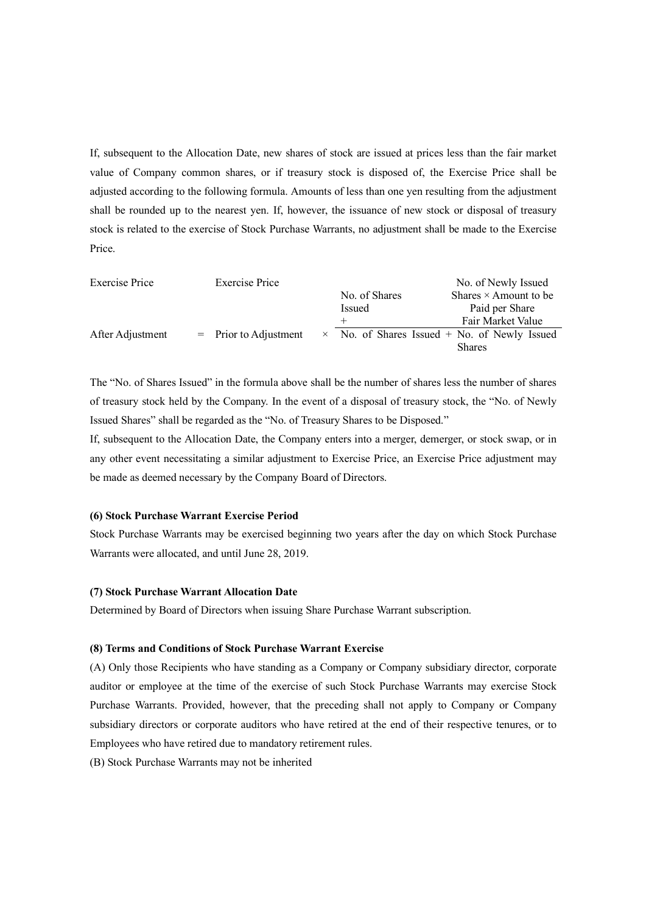If, subsequent to the Allocation Date, new shares of stock are issued at prices less than the fair market value of Company common shares, or if treasury stock is disposed of, the Exercise Price shall be adjusted according to the following formula. Amounts of less than one yen resulting from the adjustment shall be rounded up to the nearest yen. If, however, the issuance of new stock or disposal of treasury stock is related to the exercise of Stock Purchase Warrants, no adjustment shall be made to the Exercise Price.

$$\text{Exercise Price After Adjustment} = \text{Exercise Price Prior to Adjustment} \times \frac{\text{No. of Shares Issued} + \dfrac{\text{No. of Newly Issued Shares} \times \text{Amount to be Paid per Share}}{\text{Fair Market Value}}}{\text{No. of Shares Issued} + \text{No. of Newly Issued Shares}}$$

The "No. of Shares Issued" in the formula above shall be the number of shares less the number of shares of treasury stock held by the Company. In the event of a disposal of treasury stock, the "No. of Newly Issued Shares" shall be regarded as the "No. of Treasury Shares to be Disposed."

If, subsequent to the Allocation Date, the Company enters into a merger, demerger, or stock swap, or in any other event necessitating a similar adjustment to Exercise Price, an Exercise Price adjustment may be made as deemed necessary by the Company Board of Directors.

**(6) Stock Purchase Warrant Exercise Period**

Stock Purchase Warrants may be exercised beginning two years after the day on which Stock Purchase Warrants were allocated, and until June 28, 2019.

**(7) Stock Purchase Warrant Allocation Date**

Determined by Board of Directors when issuing Share Purchase Warrant subscription.

**(8) Terms and Conditions of Stock Purchase Warrant Exercise**

(A) Only those Recipients who have standing as a Company or Company subsidiary director, corporate auditor or employee at the time of the exercise of such Stock Purchase Warrants may exercise Stock Purchase Warrants. Provided, however, that the preceding shall not apply to Company or Company subsidiary directors or corporate auditors who have retired at the end of their respective tenures, or to Employees who have retired due to mandatory retirement rules.

(B) Stock Purchase Warrants may not be inherited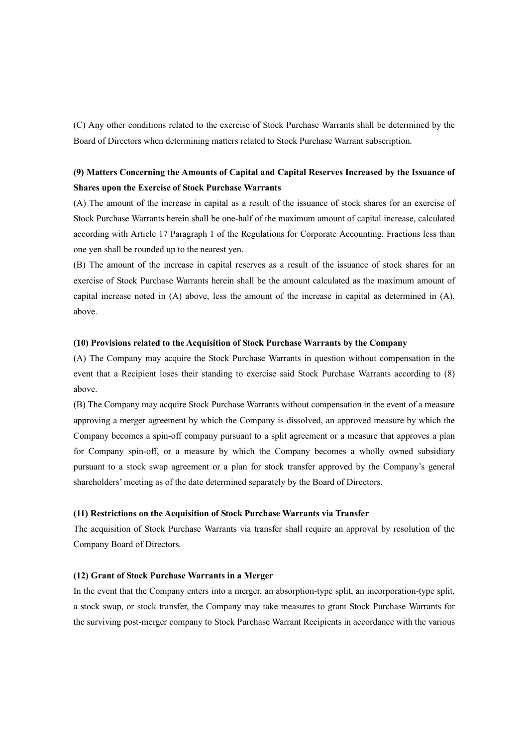(C) Any other conditions related to the exercise of Stock Purchase Warrants shall be determined by the Board of Directors when determining matters related to Stock Purchase Warrant subscription.

**(9) Matters Concerning the Amounts of Capital and Capital Reserves Increased by the Issuance of Shares upon the Exercise of Stock Purchase Warrants**

(A) The amount of the increase in capital as a result of the issuance of stock shares for an exercise of Stock Purchase Warrants herein shall be one-half of the maximum amount of capital increase, calculated according with Article 17 Paragraph 1 of the Regulations for Corporate Accounting. Fractions less than one yen shall be rounded up to the nearest yen.

(B) The amount of the increase in capital reserves as a result of the issuance of stock shares for an exercise of Stock Purchase Warrants herein shall be the amount calculated as the maximum amount of capital increase noted in (A) above, less the amount of the increase in capital as determined in (A), above.

**(10) Provisions related to the Acquisition of Stock Purchase Warrants by the Company**

(A) The Company may acquire the Stock Purchase Warrants in question without compensation in the event that a Recipient loses their standing to exercise said Stock Purchase Warrants according to (8) above.

(B) The Company may acquire Stock Purchase Warrants without compensation in the event of a measure approving a merger agreement by which the Company is dissolved, an approved measure by which the Company becomes a spin-off company pursuant to a split agreement or a measure that approves a plan for Company spin-off, or a measure by which the Company becomes a wholly owned subsidiary pursuant to a stock swap agreement or a plan for stock transfer approved by the Company's general shareholders' meeting as of the date determined separately by the Board of Directors.

**(11) Restrictions on the Acquisition of Stock Purchase Warrants via Transfer**

The acquisition of Stock Purchase Warrants via transfer shall require an approval by resolution of the Company Board of Directors.

**(12) Grant of Stock Purchase Warrants in a Merger**

In the event that the Company enters into a merger, an absorption-type split, an incorporation-type split, a stock swap, or stock transfer, the Company may take measures to grant Stock Purchase Warrants for the surviving post-merger company to Stock Purchase Warrant Recipients in accordance with the various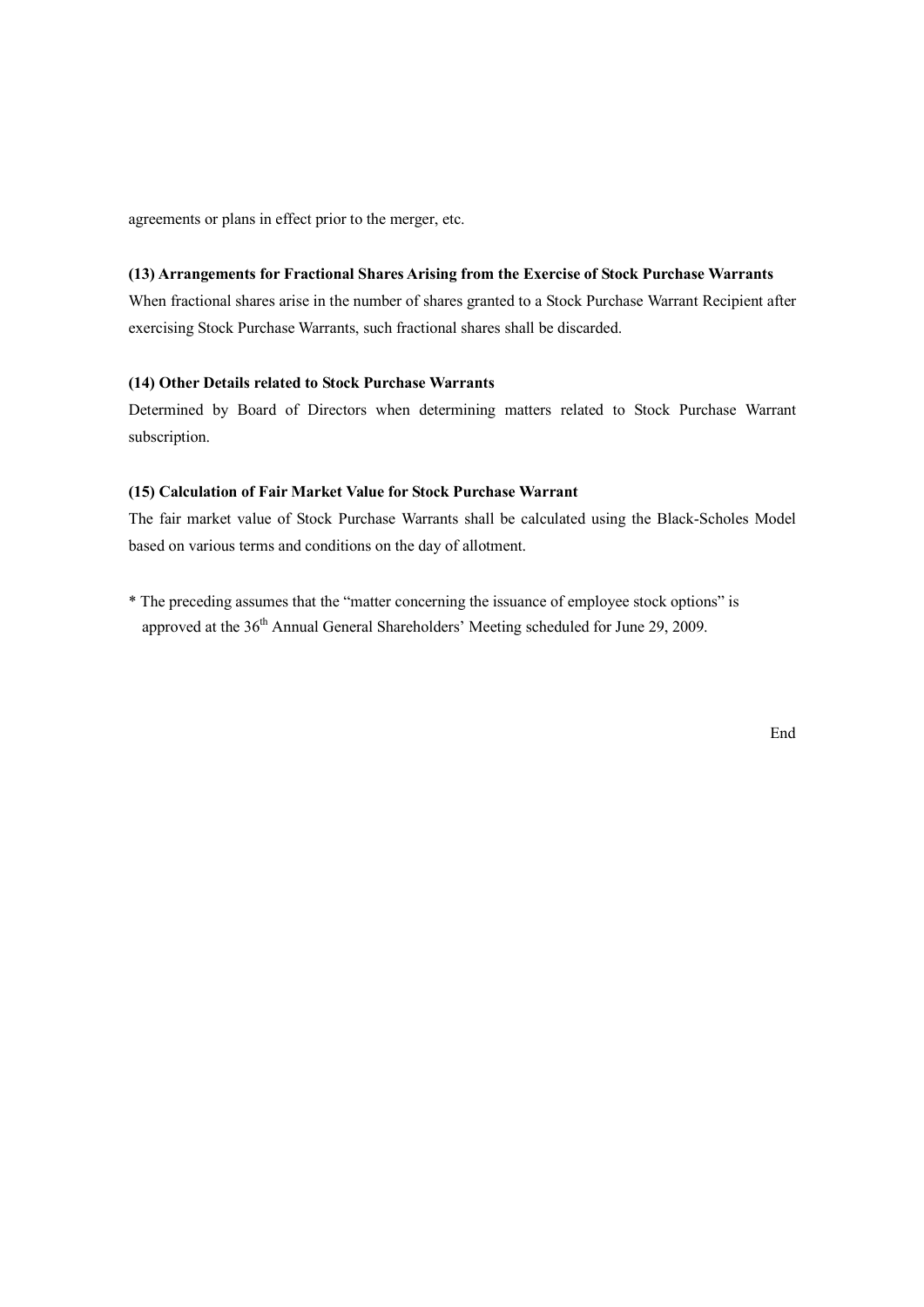agreements or plans in effect prior to the merger, etc.

**(13) Arrangements for Fractional Shares Arising from the Exercise of Stock Purchase Warrants**

When fractional shares arise in the number of shares granted to a Stock Purchase Warrant Recipient after exercising Stock Purchase Warrants, such fractional shares shall be discarded.

**(14) Other Details related to Stock Purchase Warrants**

Determined by Board of Directors when determining matters related to Stock Purchase Warrant subscription.

**(15) Calculation of Fair Market Value for Stock Purchase Warrant**

The fair market value of Stock Purchase Warrants shall be calculated using the Black-Scholes Model based on various terms and conditions on the day of allotment.

* The preceding assumes that the "matter concerning the issuance of employee stock options" is approved at the 36th Annual General Shareholders' Meeting scheduled for June 29, 2009.

End